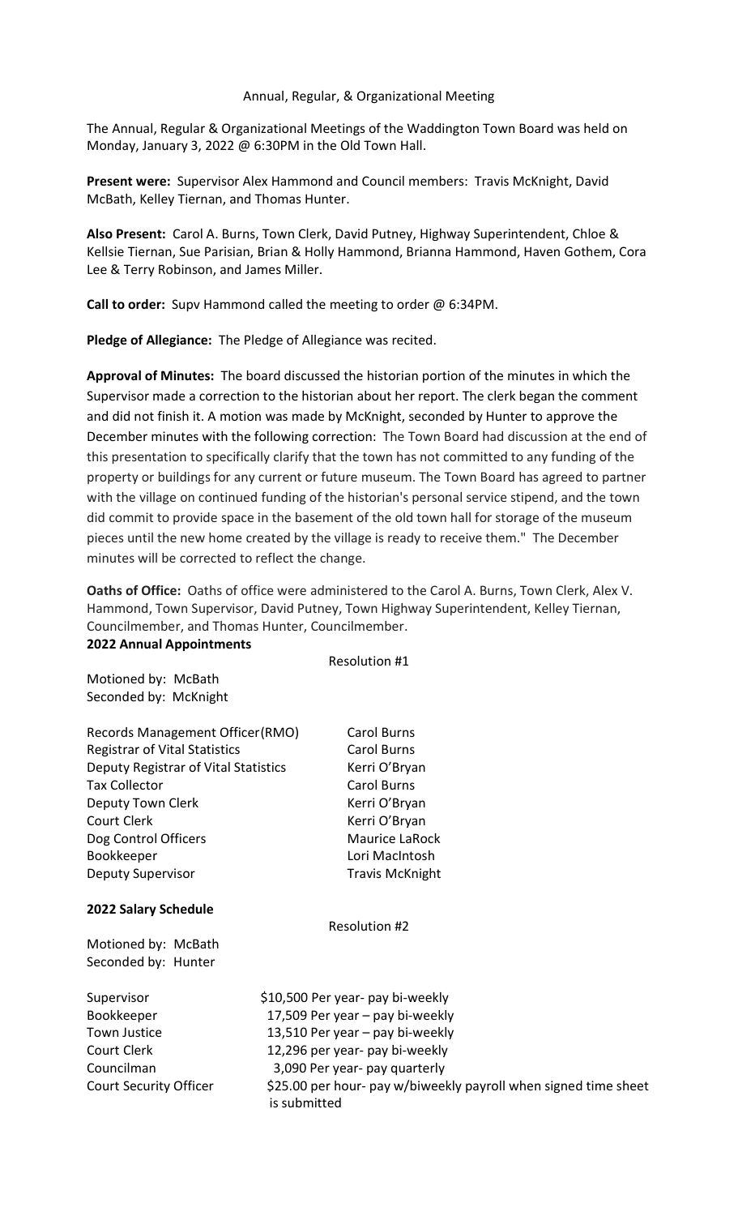Annual, Regular, & Organizational Meeting

The Annual, Regular & Organizational Meetings of the Waddington Town Board was held on Monday, January 3, 2022 @ 6:30PM in the Old Town Hall.

**Present were:** Supervisor Alex Hammond and Council members: Travis McKnight, David McBath, Kelley Tiernan, and Thomas Hunter.

**Also Present:** Carol A. Burns, Town Clerk, David Putney, Highway Superintendent, Chloe & Kellsie Tiernan, Sue Parisian, Brian & Holly Hammond, Brianna Hammond, Haven Gothem, Cora Lee & Terry Robinson, and James Miller.

**Call to order:** Supv Hammond called the meeting to order @ 6:34PM.

**Pledge of Allegiance:** The Pledge of Allegiance was recited.

**Approval of Minutes:** The board discussed the historian portion of the minutes in which the Supervisor made a correction to the historian about her report. The clerk began the comment and did not finish it. A motion was made by McKnight, seconded by Hunter to approve the December minutes with the following correction: The Town Board had discussion at the end of this presentation to specifically clarify that the town has not committed to any funding of the property or buildings for any current or future museum. The Town Board has agreed to partner with the village on continued funding of the historian's personal service stipend, and the town did commit to provide space in the basement of the old town hall for storage of the museum pieces until the new home created by the village is ready to receive them." The December minutes will be corrected to reflect the change.

**Oaths of Office:** Oaths of office were administered to the Carol A. Burns, Town Clerk, Alex V. Hammond, Town Supervisor, David Putney, Town Highway Superintendent, Kelley Tiernan, Councilmember, and Thomas Hunter, Councilmember.

**2022 Annual Appointments**

Resolution #1

Motioned by: McBath
Seconded by: McKnight

| | |
|---|---|
| Records Management Officer(RMO) | Carol Burns |
| Registrar of Vital Statistics | Carol Burns |
| Deputy Registrar of Vital Statistics | Kerri O'Bryan |
| Tax Collector | Carol Burns |
| Deputy Town Clerk | Kerri O'Bryan |
| Court Clerk | Kerri O'Bryan |
| Dog Control Officers | Maurice LaRock |
| Bookkeeper | Lori MacIntosh |
| Deputy Supervisor | Travis McKnight |

**2022 Salary Schedule**

Resolution #2

Motioned by: McBath
Seconded by: Hunter

| | |
|---|---|
| Supervisor | \$10,500 Per year- pay bi-weekly |
| Bookkeeper | 17,509 Per year – pay bi-weekly |
| Town Justice | 13,510 Per year – pay bi-weekly |
| Court Clerk | 12,296 per year- pay bi-weekly |
| Councilman | 3,090 Per year- pay quarterly |
| Court Security Officer | \$25.00 per hour- pay w/biweekly payroll when signed time sheet is submitted |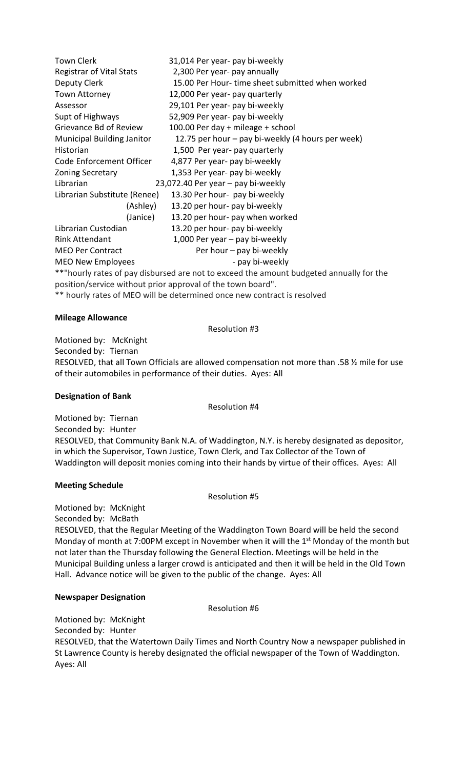| | |
|---|---|
| Town Clerk | 31,014 Per year- pay bi-weekly |
| Registrar of Vital Stats | 2,300 Per year- pay annually |
| Deputy Clerk | 15.00 Per Hour- time sheet submitted when worked |
| Town Attorney | 12,000 Per year- pay quarterly |
| Assessor | 29,101 Per year- pay bi-weekly |
| Supt of Highways | 52,909 Per year- pay bi-weekly |
| Grievance Bd of Review | 100.00 Per day + mileage + school |
| Municipal Building Janitor | 12.75 per hour – pay bi-weekly (4 hours per week) |
| Historian | 1,500 Per year- pay quarterly |
| Code Enforcement Officer | 4,877 Per year- pay bi-weekly |
| Zoning Secretary | 1,353 Per year- pay bi-weekly |
| Librarian | 23,072.40 Per year – pay bi-weekly |
| Librarian Substitute (Renee) | 13.30 Per hour- pay bi-weekly |
| (Ashley) | 13.20 per hour- pay bi-weekly |
| (Janice) | 13.20 per hour- pay when worked |
| Librarian Custodian | 13.20 per hour- pay bi-weekly |
| Rink Attendant | 1,000 Per year – pay bi-weekly |
| MEO Per Contract | Per hour – pay bi-weekly |
| MEO New Employees | - pay bi-weekly |

**"hourly rates of pay disbursed are not to exceed the amount budgeted annually for the position/service without prior approval of the town board".

** hourly rates of MEO will be determined once new contract is resolved

**Mileage Allowance**

Resolution #3

Motioned by: McKnight
Seconded by: Tiernan
RESOLVED, that all Town Officials are allowed compensation not more than .58 ½ mile for use of their automobiles in performance of their duties. Ayes: All

**Designation of Bank**

Resolution #4

Motioned by: Tiernan
Seconded by: Hunter
RESOLVED, that Community Bank N.A. of Waddington, N.Y. is hereby designated as depositor, in which the Supervisor, Town Justice, Town Clerk, and Tax Collector of the Town of Waddington will deposit monies coming into their hands by virtue of their offices. Ayes: All

**Meeting Schedule**

Resolution #5

Motioned by: McKnight
Seconded by: McBath
RESOLVED, that the Regular Meeting of the Waddington Town Board will be held the second Monday of month at 7:00PM except in November when it will the 1st Monday of the month but not later than the Thursday following the General Election. Meetings will be held in the Municipal Building unless a larger crowd is anticipated and then it will be held in the Old Town Hall. Advance notice will be given to the public of the change. Ayes: All

**Newspaper Designation**

Resolution #6

Motioned by: McKnight
Seconded by: Hunter
RESOLVED, that the Watertown Daily Times and North Country Now a newspaper published in St Lawrence County is hereby designated the official newspaper of the Town of Waddington. Ayes: All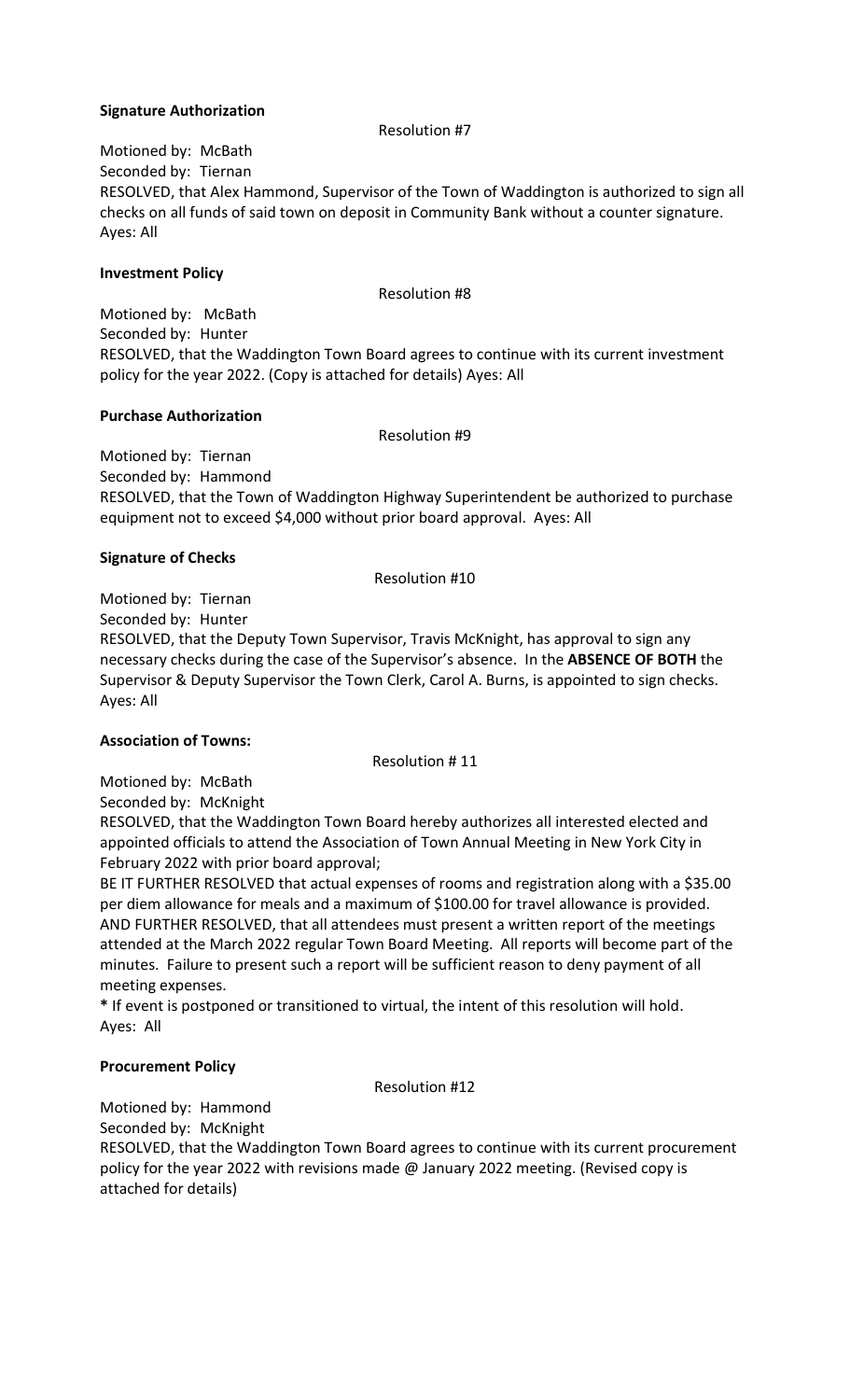**Signature Authorization**

Resolution #7

Motioned by: McBath
Seconded by: Tiernan
RESOLVED, that Alex Hammond, Supervisor of the Town of Waddington is authorized to sign all checks on all funds of said town on deposit in Community Bank without a counter signature. Ayes: All

**Investment Policy**

Resolution #8

Motioned by: McBath
Seconded by: Hunter
RESOLVED, that the Waddington Town Board agrees to continue with its current investment policy for the year 2022. (Copy is attached for details) Ayes: All

**Purchase Authorization**

Resolution #9

Motioned by: Tiernan
Seconded by: Hammond
RESOLVED, that the Town of Waddington Highway Superintendent be authorized to purchase equipment not to exceed $4,000 without prior board approval. Ayes: All

**Signature of Checks**

Resolution #10

Motioned by: Tiernan
Seconded by: Hunter
RESOLVED, that the Deputy Town Supervisor, Travis McKnight, has approval to sign any necessary checks during the case of the Supervisor's absence. In the **ABSENCE OF BOTH** the Supervisor & Deputy Supervisor the Town Clerk, Carol A. Burns, is appointed to sign checks. Ayes: All

**Association of Towns:**

Resolution # 11

Motioned by: McBath
Seconded by: McKnight
RESOLVED, that the Waddington Town Board hereby authorizes all interested elected and appointed officials to attend the Association of Town Annual Meeting in New York City in February 2022 with prior board approval;
BE IT FURTHER RESOLVED that actual expenses of rooms and registration along with a $35.00 per diem allowance for meals and a maximum of $100.00 for travel allowance is provided.
AND FURTHER RESOLVED, that all attendees must present a written report of the meetings attended at the March 2022 regular Town Board Meeting. All reports will become part of the minutes. Failure to present such a report will be sufficient reason to deny payment of all meeting expenses.
**\*** If event is postponed or transitioned to virtual, the intent of this resolution will hold.
Ayes: All

**Procurement Policy**

Resolution #12

Motioned by: Hammond
Seconded by: McKnight
RESOLVED, that the Waddington Town Board agrees to continue with its current procurement policy for the year 2022 with revisions made @ January 2022 meeting. (Revised copy is attached for details)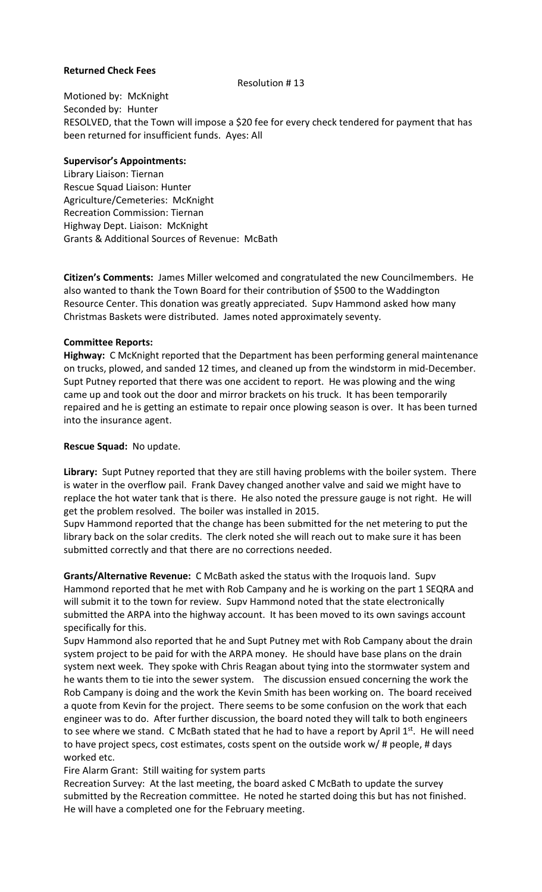**Returned Check Fees**

Resolution # 13

Motioned by: McKnight
Seconded by: Hunter
RESOLVED, that the Town will impose a $20 fee for every check tendered for payment that has been returned for insufficient funds. Ayes: All

**Supervisor's Appointments:**
Library Liaison: Tiernan
Rescue Squad Liaison: Hunter
Agriculture/Cemeteries: McKnight
Recreation Commission: Tiernan
Highway Dept. Liaison: McKnight
Grants & Additional Sources of Revenue: McBath

**Citizen's Comments:** James Miller welcomed and congratulated the new Councilmembers. He also wanted to thank the Town Board for their contribution of $500 to the Waddington Resource Center. This donation was greatly appreciated. Supv Hammond asked how many Christmas Baskets were distributed. James noted approximately seventy.

**Committee Reports:**
**Highway:** C McKnight reported that the Department has been performing general maintenance on trucks, plowed, and sanded 12 times, and cleaned up from the windstorm in mid-December. Supt Putney reported that there was one accident to report. He was plowing and the wing came up and took out the door and mirror brackets on his truck. It has been temporarily repaired and he is getting an estimate to repair once plowing season is over. It has been turned into the insurance agent.

**Rescue Squad:** No update.

**Library:** Supt Putney reported that they are still having problems with the boiler system. There is water in the overflow pail. Frank Davey changed another valve and said we might have to replace the hot water tank that is there. He also noted the pressure gauge is not right. He will get the problem resolved. The boiler was installed in 2015.
Supv Hammond reported that the change has been submitted for the net metering to put the library back on the solar credits. The clerk noted she will reach out to make sure it has been submitted correctly and that there are no corrections needed.

**Grants/Alternative Revenue:** C McBath asked the status with the Iroquois land. Supv Hammond reported that he met with Rob Campany and he is working on the part 1 SEQRA and will submit it to the town for review. Supv Hammond noted that the state electronically submitted the ARPA into the highway account. It has been moved to its own savings account specifically for this.
Supv Hammond also reported that he and Supt Putney met with Rob Campany about the drain system project to be paid for with the ARPA money. He should have base plans on the drain system next week. They spoke with Chris Reagan about tying into the stormwater system and he wants them to tie into the sewer system. The discussion ensued concerning the work the Rob Campany is doing and the work the Kevin Smith has been working on. The board received a quote from Kevin for the project. There seems to be some confusion on the work that each engineer was to do. After further discussion, the board noted they will talk to both engineers to see where we stand. C McBath stated that he had to have a report by April 1st. He will need to have project specs, cost estimates, costs spent on the outside work w/ # people, # days worked etc.
Fire Alarm Grant: Still waiting for system parts
Recreation Survey: At the last meeting, the board asked C McBath to update the survey submitted by the Recreation committee. He noted he started doing this but has not finished. He will have a completed one for the February meeting.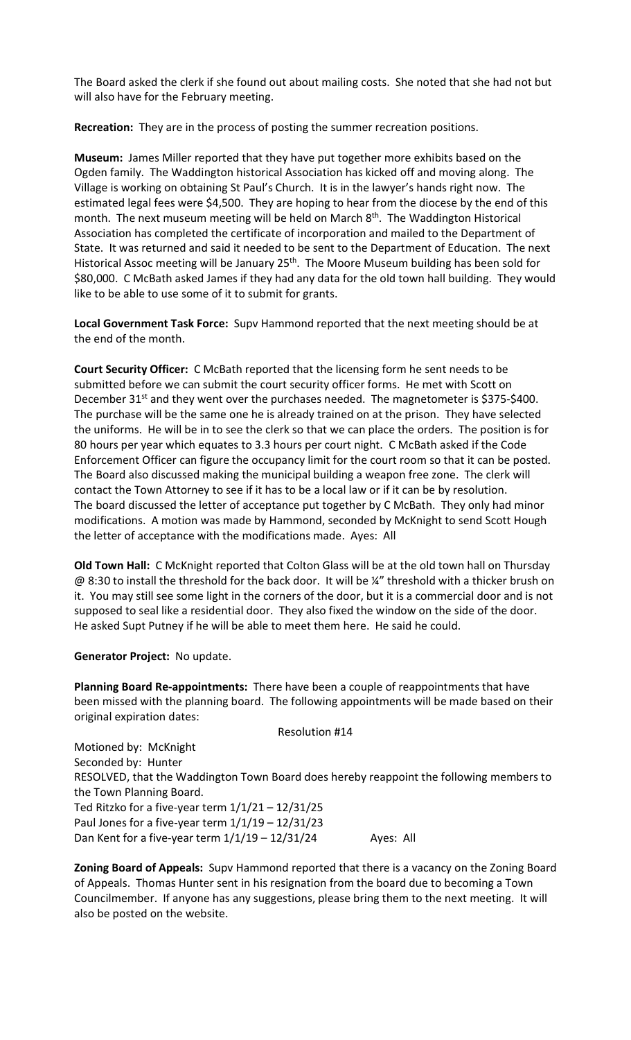The Board asked the clerk if she found out about mailing costs. She noted that she had not but will also have for the February meeting.

**Recreation:** They are in the process of posting the summer recreation positions.

**Museum:** James Miller reported that they have put together more exhibits based on the Ogden family. The Waddington historical Association has kicked off and moving along. The Village is working on obtaining St Paul's Church. It is in the lawyer's hands right now. The estimated legal fees were $4,500. They are hoping to hear from the diocese by the end of this month. The next museum meeting will be held on March 8th. The Waddington Historical Association has completed the certificate of incorporation and mailed to the Department of State. It was returned and said it needed to be sent to the Department of Education. The next Historical Assoc meeting will be January 25th. The Moore Museum building has been sold for $80,000. C McBath asked James if they had any data for the old town hall building. They would like to be able to use some of it to submit for grants.

**Local Government Task Force:** Supv Hammond reported that the next meeting should be at the end of the month.

**Court Security Officer:** C McBath reported that the licensing form he sent needs to be submitted before we can submit the court security officer forms. He met with Scott on December 31st and they went over the purchases needed. The magnetometer is $375-$400. The purchase will be the same one he is already trained on at the prison. They have selected the uniforms. He will be in to see the clerk so that we can place the orders. The position is for 80 hours per year which equates to 3.3 hours per court night. C McBath asked if the Code Enforcement Officer can figure the occupancy limit for the court room so that it can be posted. The Board also discussed making the municipal building a weapon free zone. The clerk will contact the Town Attorney to see if it has to be a local law or if it can be by resolution. The board discussed the letter of acceptance put together by C McBath. They only had minor modifications. A motion was made by Hammond, seconded by McKnight to send Scott Hough the letter of acceptance with the modifications made. Ayes: All

**Old Town Hall:** C McKnight reported that Colton Glass will be at the old town hall on Thursday @ 8:30 to install the threshold for the back door. It will be ¼" threshold with a thicker brush on it. You may still see some light in the corners of the door, but it is a commercial door and is not supposed to seal like a residential door. They also fixed the window on the side of the door. He asked Supt Putney if he will be able to meet them here. He said he could.

**Generator Project:** No update.

**Planning Board Re-appointments:** There have been a couple of reappointments that have been missed with the planning board. The following appointments will be made based on their original expiration dates:

Resolution #14

Motioned by: McKnight
Seconded by: Hunter
RESOLVED, that the Waddington Town Board does hereby reappoint the following members to the Town Planning Board.
Ted Ritzko for a five-year term 1/1/21 – 12/31/25
Paul Jones for a five-year term 1/1/19 – 12/31/23
Dan Kent for a five-year term 1/1/19 – 12/31/24 Ayes: All

**Zoning Board of Appeals:** Supv Hammond reported that there is a vacancy on the Zoning Board of Appeals. Thomas Hunter sent in his resignation from the board due to becoming a Town Councilmember. If anyone has any suggestions, please bring them to the next meeting. It will also be posted on the website.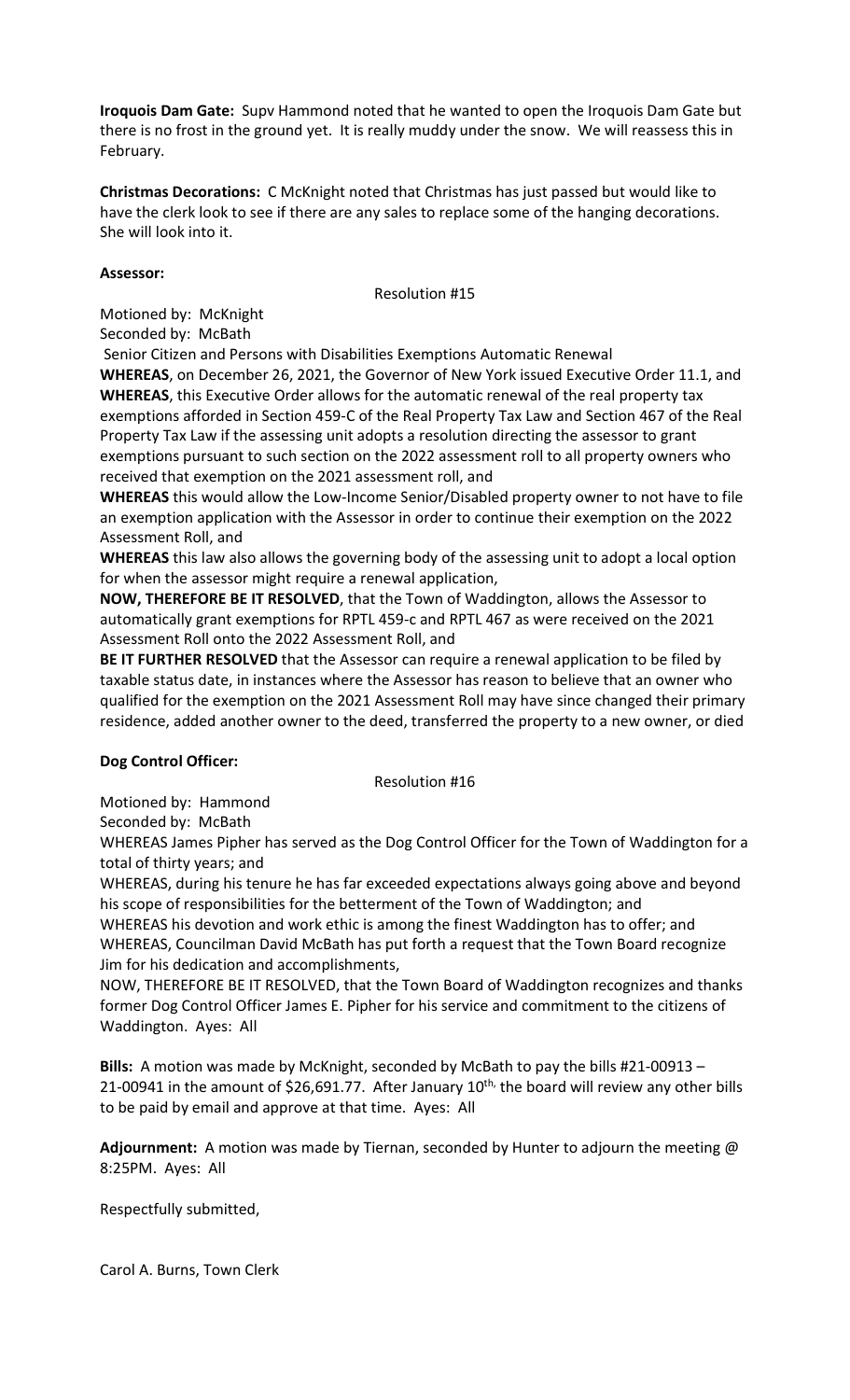**Iroquois Dam Gate:** Supv Hammond noted that he wanted to open the Iroquois Dam Gate but there is no frost in the ground yet. It is really muddy under the snow. We will reassess this in February.

**Christmas Decorations:** C McKnight noted that Christmas has just passed but would like to have the clerk look to see if there are any sales to replace some of the hanging decorations. She will look into it.

**Assessor:**

Resolution #15

Motioned by: McKnight
Seconded by: McBath

Senior Citizen and Persons with Disabilities Exemptions Automatic Renewal

**WHEREAS**, on December 26, 2021, the Governor of New York issued Executive Order 11.1, and **WHEREAS**, this Executive Order allows for the automatic renewal of the real property tax exemptions afforded in Section 459-C of the Real Property Tax Law and Section 467 of the Real Property Tax Law if the assessing unit adopts a resolution directing the assessor to grant exemptions pursuant to such section on the 2022 assessment roll to all property owners who received that exemption on the 2021 assessment roll, and

**WHEREAS** this would allow the Low-Income Senior/Disabled property owner to not have to file an exemption application with the Assessor in order to continue their exemption on the 2022 Assessment Roll, and

**WHEREAS** this law also allows the governing body of the assessing unit to adopt a local option for when the assessor might require a renewal application,

**NOW, THEREFORE BE IT RESOLVED**, that the Town of Waddington, allows the Assessor to automatically grant exemptions for RPTL 459-c and RPTL 467 as were received on the 2021 Assessment Roll onto the 2022 Assessment Roll, and

**BE IT FURTHER RESOLVED** that the Assessor can require a renewal application to be filed by taxable status date, in instances where the Assessor has reason to believe that an owner who qualified for the exemption on the 2021 Assessment Roll may have since changed their primary residence, added another owner to the deed, transferred the property to a new owner, or died

**Dog Control Officer:**

Resolution #16

Motioned by: Hammond
Seconded by: McBath

WHEREAS James Pipher has served as the Dog Control Officer for the Town of Waddington for a total of thirty years; and

WHEREAS, during his tenure he has far exceeded expectations always going above and beyond his scope of responsibilities for the betterment of the Town of Waddington; and

WHEREAS his devotion and work ethic is among the finest Waddington has to offer; and

WHEREAS, Councilman David McBath has put forth a request that the Town Board recognize Jim for his dedication and accomplishments,

NOW, THEREFORE BE IT RESOLVED, that the Town Board of Waddington recognizes and thanks former Dog Control Officer James E. Pipher for his service and commitment to the citizens of Waddington. Ayes: All

**Bills:** A motion was made by McKnight, seconded by McBath to pay the bills #21-00913 – 21-00941 in the amount of $26,691.77. After January 10th, the board will review any other bills to be paid by email and approve at that time. Ayes: All

**Adjournment:** A motion was made by Tiernan, seconded by Hunter to adjourn the meeting @ 8:25PM. Ayes: All

Respectfully submitted,

Carol A. Burns, Town Clerk